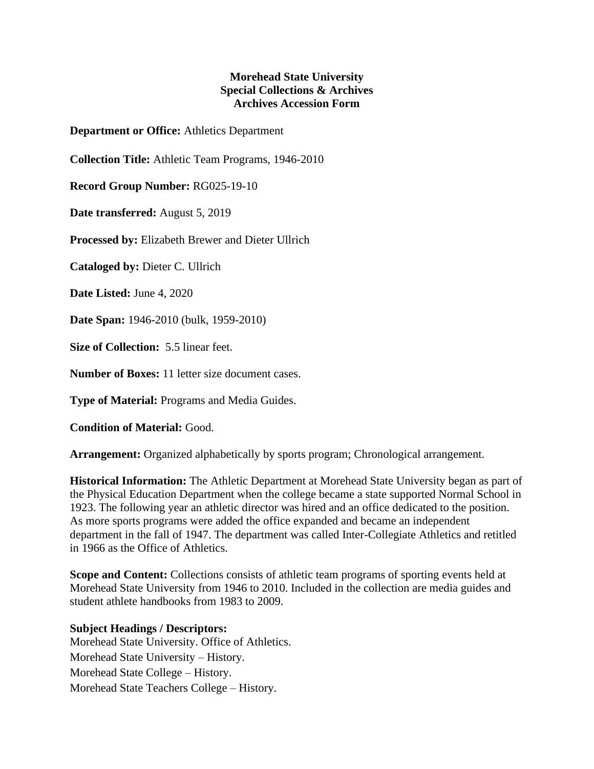**Morehead State University**
**Special Collections & Archives**
**Archives Accession Form**

**Department or Office:** Athletics Department

**Collection Title:** Athletic Team Programs, 1946-2010

**Record Group Number:** RG025-19-10

**Date transferred:** August 5, 2019

**Processed by:** Elizabeth Brewer and Dieter Ullrich

**Cataloged by:** Dieter C. Ullrich

**Date Listed:** June 4, 2020

**Date Span:** 1946-2010 (bulk, 1959-2010)

**Size of Collection:** 5.5 linear feet.

**Number of Boxes:** 11 letter size document cases.

**Type of Material:** Programs and Media Guides.

**Condition of Material:** Good.

**Arrangement:** Organized alphabetically by sports program; Chronological arrangement.

**Historical Information:** The Athletic Department at Morehead State University began as part of the Physical Education Department when the college became a state supported Normal School in 1923. The following year an athletic director was hired and an office dedicated to the position. As more sports programs were added the office expanded and became an independent department in the fall of 1947. The department was called Inter-Collegiate Athletics and retitled in 1966 as the Office of Athletics.

**Scope and Content:** Collections consists of athletic team programs of sporting events held at Morehead State University from 1946 to 2010. Included in the collection are media guides and student athlete handbooks from 1983 to 2009.

**Subject Headings / Descriptors:**
Morehead State University. Office of Athletics.
Morehead State University – History.
Morehead State College – History.
Morehead State Teachers College – History.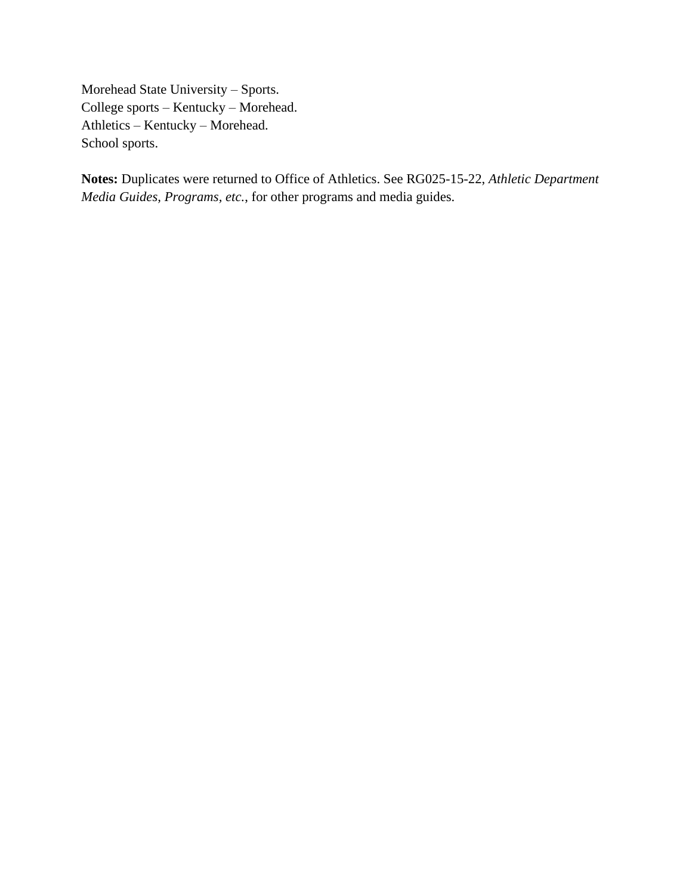Morehead State University – Sports.
College sports – Kentucky – Morehead.
Athletics – Kentucky – Morehead.
School sports.

**Notes:** Duplicates were returned to Office of Athletics. See RG025-15-22, *Athletic Department Media Guides, Programs, etc.*, for other programs and media guides.